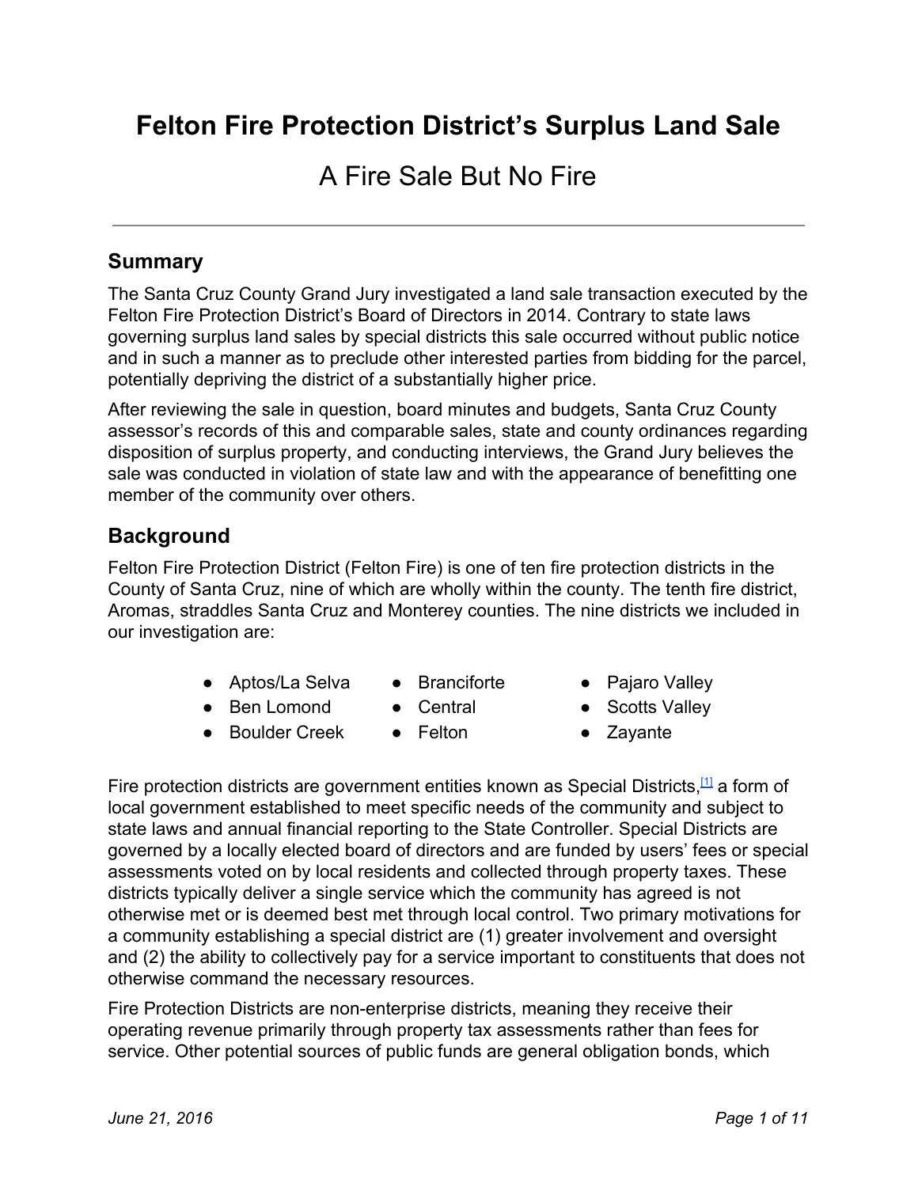# Felton Fire Protection District's Surplus Land Sale

A Fire Sale But No Fire

---

## Summary

The Santa Cruz County Grand Jury investigated a land sale transaction executed by the Felton Fire Protection District's Board of Directors in 2014. Contrary to state laws governing surplus land sales by special districts this sale occurred without public notice and in such a manner as to preclude other interested parties from bidding for the parcel, potentially depriving the district of a substantially higher price.

After reviewing the sale in question, board minutes and budgets, Santa Cruz County assessor's records of this and comparable sales, state and county ordinances regarding disposition of surplus property, and conducting interviews, the Grand Jury believes the sale was conducted in violation of state law and with the appearance of benefitting one member of the community over others.

## Background

Felton Fire Protection District (Felton Fire) is one of ten fire protection districts in the County of Santa Cruz, nine of which are wholly within the county. The tenth fire district, Aromas, straddles Santa Cruz and Monterey counties. The nine districts we included in our investigation are:

- Aptos/La Selva
- Ben Lomond
- Boulder Creek
- Branciforte
- Central
- Felton
- Pajaro Valley
- Scotts Valley
- Zayante

Fire protection districts are government entities known as Special Districts,[1] a form of local government established to meet specific needs of the community and subject to state laws and annual financial reporting to the State Controller. Special Districts are governed by a locally elected board of directors and are funded by users' fees or special assessments voted on by local residents and collected through property taxes. These districts typically deliver a single service which the community has agreed is not otherwise met or is deemed best met through local control. Two primary motivations for a community establishing a special district are (1) greater involvement and oversight and (2) the ability to collectively pay for a service important to constituents that does not otherwise command the necessary resources.

Fire Protection Districts are non-enterprise districts, meaning they receive their operating revenue primarily through property tax assessments rather than fees for service. Other potential sources of public funds are general obligation bonds, which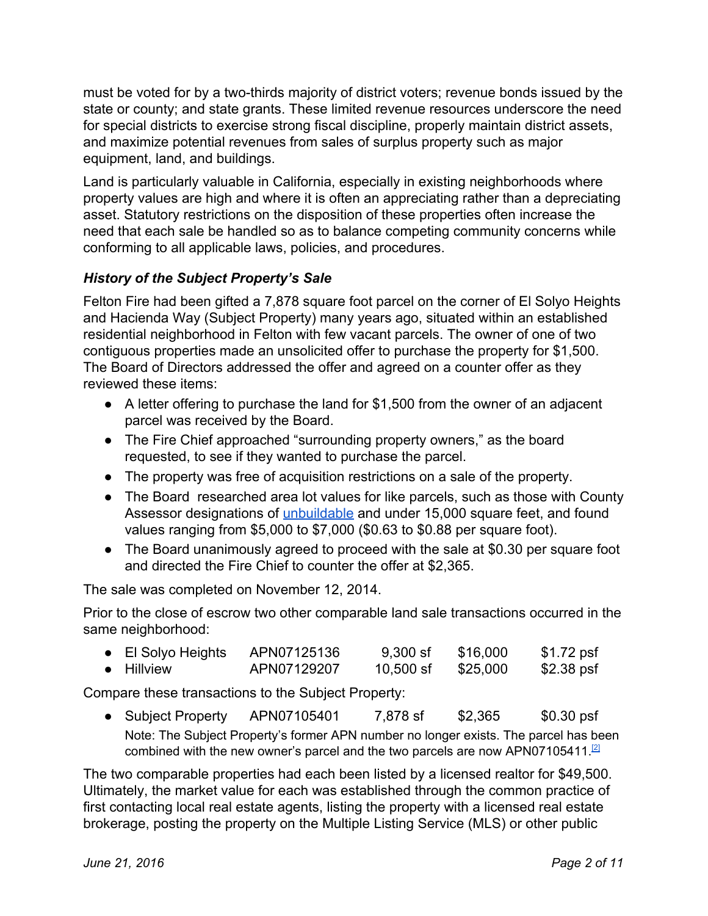must be voted for by a two-thirds majority of district voters; revenue bonds issued by the state or county; and state grants. These limited revenue resources underscore the need for special districts to exercise strong fiscal discipline, properly maintain district assets, and maximize potential revenues from sales of surplus property such as major equipment, land, and buildings.

Land is particularly valuable in California, especially in existing neighborhoods where property values are high and where it is often an appreciating rather than a depreciating asset. Statutory restrictions on the disposition of these properties often increase the need that each sale be handled so as to balance competing community concerns while conforming to all applicable laws, policies, and procedures.

### *History of the Subject Property's Sale*

Felton Fire had been gifted a 7,878 square foot parcel on the corner of El Solyo Heights and Hacienda Way (Subject Property) many years ago, situated within an established residential neighborhood in Felton with few vacant parcels. The owner of one of two contiguous properties made an unsolicited offer to purchase the property for $1,500. The Board of Directors addressed the offer and agreed on a counter offer as they reviewed these items:

- A letter offering to purchase the land for $1,500 from the owner of an adjacent parcel was received by the Board.
- The Fire Chief approached "surrounding property owners," as the board requested, to see if they wanted to purchase the parcel.
- The property was free of acquisition restrictions on a sale of the property.
- The Board researched area lot values for like parcels, such as those with County Assessor designations of unbuildable and under 15,000 square feet, and found values ranging from $5,000 to $7,000 ($0.63 to $0.88 per square foot).
- The Board unanimously agreed to proceed with the sale at $0.30 per square foot and directed the Fire Chief to counter the offer at $2,365.

The sale was completed on November 12, 2014.

Prior to the close of escrow two other comparable land sale transactions occurred in the same neighborhood:

- El Solyo Heights APN07125136 9,300 sf $16,000 $1.72 psf
- Hillview APN07129207 10,500 sf $25,000 $2.38 psf

Compare these transactions to the Subject Property:

- Subject Property APN07105401 7,878 sf $2,365 $0.30 psf
  Note: The Subject Property's former APN number no longer exists. The parcel has been combined with the new owner's parcel and the two parcels are now APN07105411.[2]

The two comparable properties had each been listed by a licensed realtor for $49,500. Ultimately, the market value for each was established through the common practice of first contacting local real estate agents, listing the property with a licensed real estate brokerage, posting the property on the Multiple Listing Service (MLS) or other public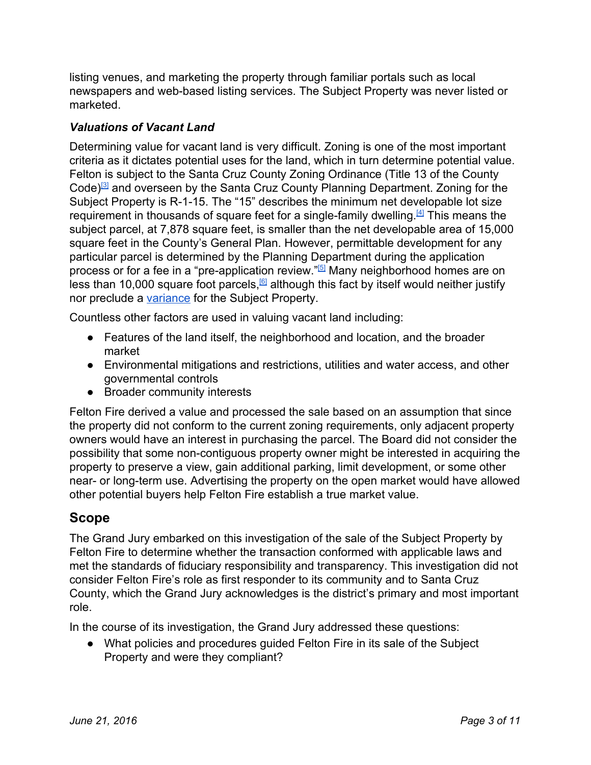listing venues, and marketing the property through familiar portals such as local newspapers and web-based listing services. The Subject Property was never listed or marketed.

### *Valuations of Vacant Land*

Determining value for vacant land is very difficult. Zoning is one of the most important criteria as it dictates potential uses for the land, which in turn determine potential value. Felton is subject to the Santa Cruz County Zoning Ordinance (Title 13 of the County Code)[3] and overseen by the Santa Cruz County Planning Department. Zoning for the Subject Property is R-1-15. The "15" describes the minimum net developable lot size requirement in thousands of square feet for a single-family dwelling.[4] This means the subject parcel, at 7,878 square feet, is smaller than the net developable area of 15,000 square feet in the County's General Plan. However, permittable development for any particular parcel is determined by the Planning Department during the application process or for a fee in a "pre-application review."[5] Many neighborhood homes are on less than 10,000 square foot parcels,[6] although this fact by itself would neither justify nor preclude a variance for the Subject Property.

Countless other factors are used in valuing vacant land including:

- Features of the land itself, the neighborhood and location, and the broader market
- Environmental mitigations and restrictions, utilities and water access, and other governmental controls
- Broader community interests

Felton Fire derived a value and processed the sale based on an assumption that since the property did not conform to the current zoning requirements, only adjacent property owners would have an interest in purchasing the parcel. The Board did not consider the possibility that some non-contiguous property owner might be interested in acquiring the property to preserve a view, gain additional parking, limit development, or some other near- or long-term use. Advertising the property on the open market would have allowed other potential buyers help Felton Fire establish a true market value.

## Scope

The Grand Jury embarked on this investigation of the sale of the Subject Property by Felton Fire to determine whether the transaction conformed with applicable laws and met the standards of fiduciary responsibility and transparency. This investigation did not consider Felton Fire's role as first responder to its community and to Santa Cruz County, which the Grand Jury acknowledges is the district's primary and most important role.

In the course of its investigation, the Grand Jury addressed these questions:

- What policies and procedures guided Felton Fire in its sale of the Subject Property and were they compliant?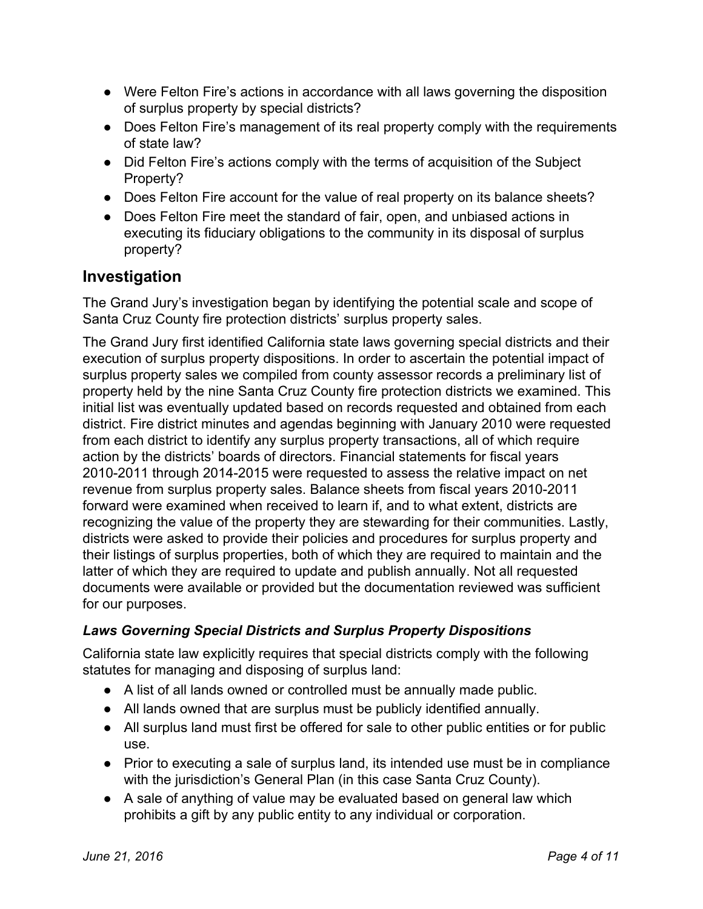- Were Felton Fire's actions in accordance with all laws governing the disposition of surplus property by special districts?
- Does Felton Fire's management of its real property comply with the requirements of state law?
- Did Felton Fire's actions comply with the terms of acquisition of the Subject Property?
- Does Felton Fire account for the value of real property on its balance sheets?
- Does Felton Fire meet the standard of fair, open, and unbiased actions in executing its fiduciary obligations to the community in its disposal of surplus property?

## Investigation

The Grand Jury's investigation began by identifying the potential scale and scope of Santa Cruz County fire protection districts' surplus property sales.

The Grand Jury first identified California state laws governing special districts and their execution of surplus property dispositions. In order to ascertain the potential impact of surplus property sales we compiled from county assessor records a preliminary list of property held by the nine Santa Cruz County fire protection districts we examined. This initial list was eventually updated based on records requested and obtained from each district. Fire district minutes and agendas beginning with January 2010 were requested from each district to identify any surplus property transactions, all of which require action by the districts' boards of directors. Financial statements for fiscal years 2010-2011 through 2014-2015 were requested to assess the relative impact on net revenue from surplus property sales. Balance sheets from fiscal years 2010-2011 forward were examined when received to learn if, and to what extent, districts are recognizing the value of the property they are stewarding for their communities. Lastly, districts were asked to provide their policies and procedures for surplus property and their listings of surplus properties, both of which they are required to maintain and the latter of which they are required to update and publish annually. Not all requested documents were available or provided but the documentation reviewed was sufficient for our purposes.

### *Laws Governing Special Districts and Surplus Property Dispositions*

California state law explicitly requires that special districts comply with the following statutes for managing and disposing of surplus land:

- A list of all lands owned or controlled must be annually made public.
- All lands owned that are surplus must be publicly identified annually.
- All surplus land must first be offered for sale to other public entities or for public use.
- Prior to executing a sale of surplus land, its intended use must be in compliance with the jurisdiction's General Plan (in this case Santa Cruz County).
- A sale of anything of value may be evaluated based on general law which prohibits a gift by any public entity to any individual or corporation.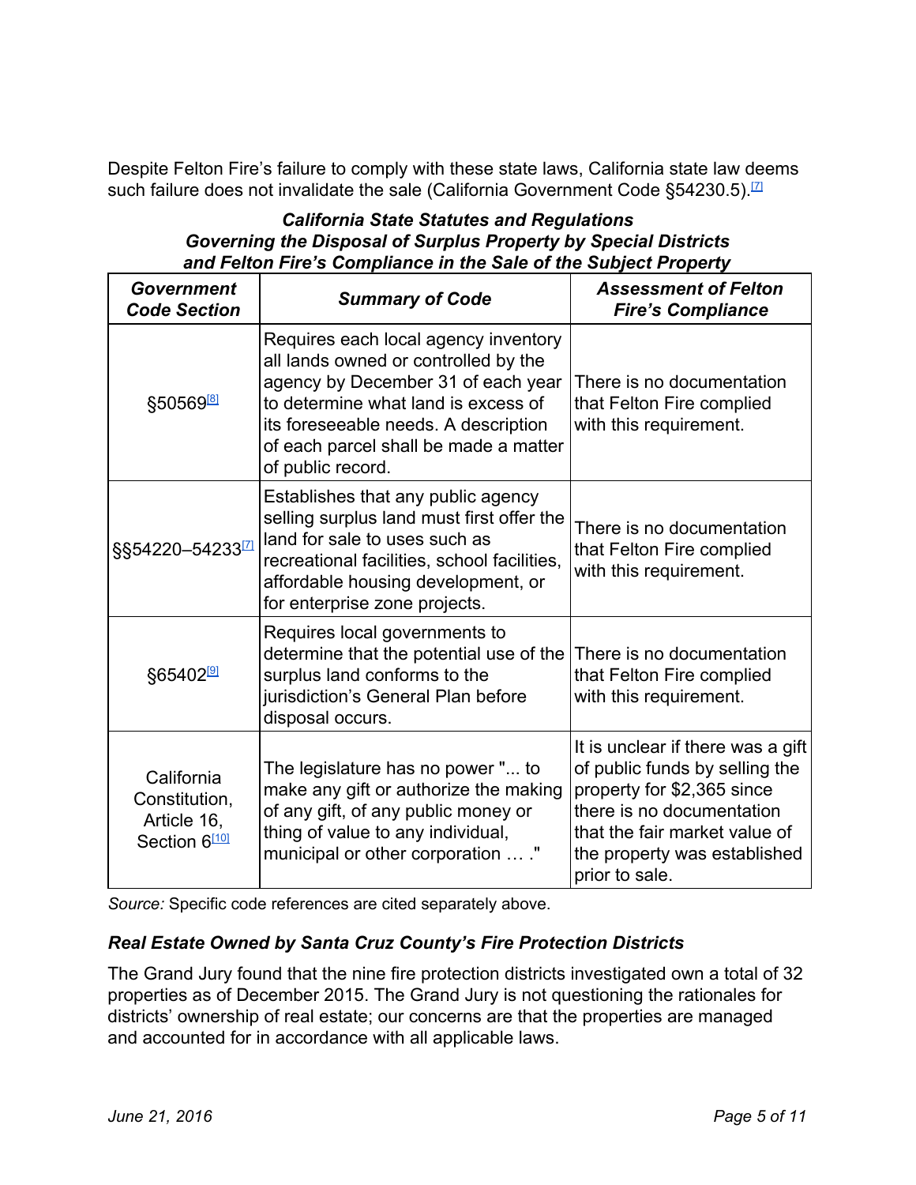Despite Felton Fire's failure to comply with these state laws, California state law deems such failure does not invalidate the sale (California Government Code §54230.5).[7]

***California State Statutes and Regulations Governing the Disposal of Surplus Property by Special Districts and Felton Fire's Compliance in the Sale of the Subject Property***

| *Government Code Section* | *Summary of Code* | *Assessment of Felton Fire's Compliance* |
|---|---|---|
| §50569[8] | Requires each local agency inventory all lands owned or controlled by the agency by December 31 of each year to determine what land is excess of its foreseeable needs. A description of each parcel shall be made a matter of public record. | There is no documentation that Felton Fire complied with this requirement. |
| §§54220–54233[7] | Establishes that any public agency selling surplus land must first offer the land for sale to uses such as recreational facilities, school facilities, affordable housing development, or for enterprise zone projects. | There is no documentation that Felton Fire complied with this requirement. |
| §65402[9] | Requires local governments to determine that the potential use of the surplus land conforms to the jurisdiction's General Plan before disposal occurs. | There is no documentation that Felton Fire complied with this requirement. |
| California Constitution, Article 16, Section 6[10] | The legislature has no power "... to make any gift or authorize the making of any gift, of any public money or thing of value to any individual, municipal or other corporation … ." | It is unclear if there was a gift of public funds by selling the property for $2,365 since there is no documentation that the fair market value of the property was established prior to sale. |

*Source:* Specific code references are cited separately above.

### *Real Estate Owned by Santa Cruz County's Fire Protection Districts*

The Grand Jury found that the nine fire protection districts investigated own a total of 32 properties as of December 2015. The Grand Jury is not questioning the rationales for districts' ownership of real estate; our concerns are that the properties are managed and accounted for in accordance with all applicable laws.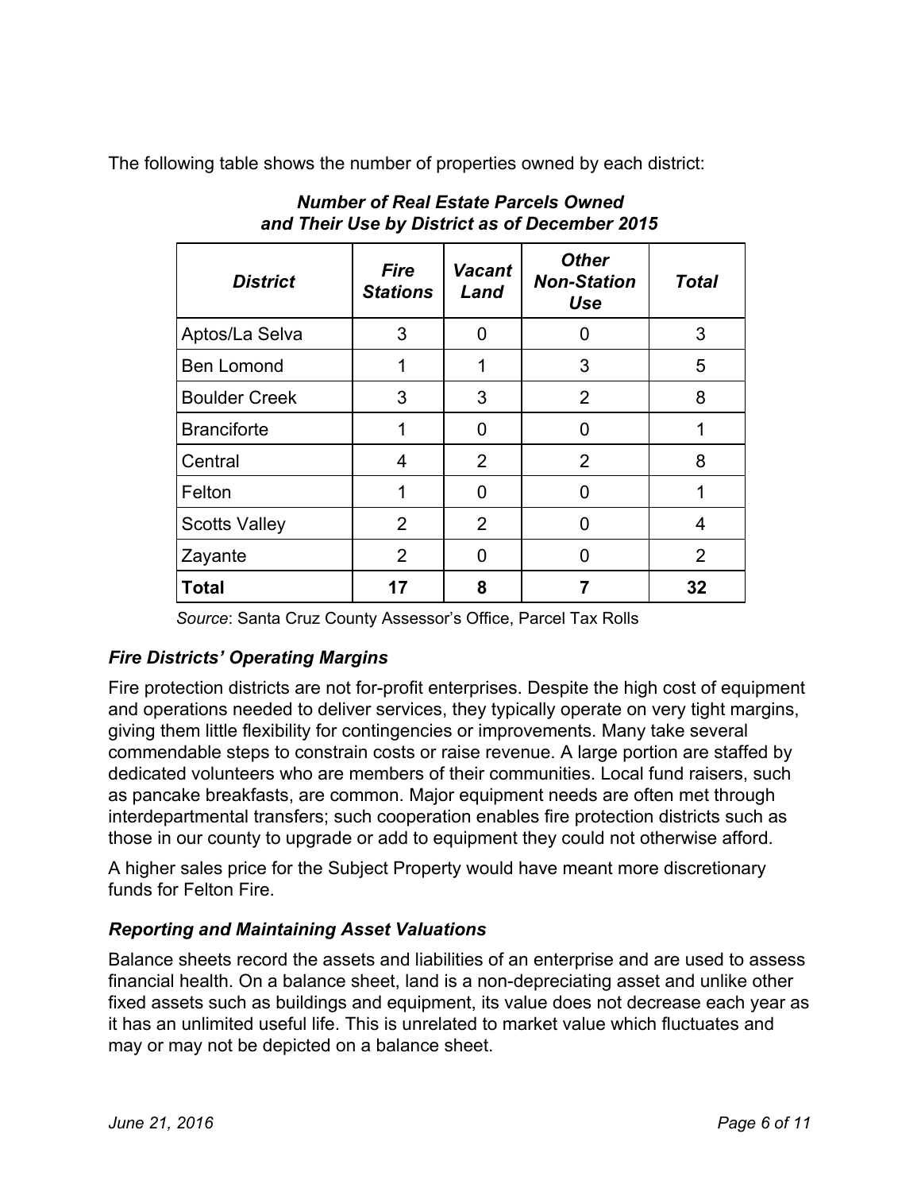The following table shows the number of properties owned by each district:

***Number of Real Estate Parcels Owned and Their Use by District as of December 2015***

| *District* | *Fire Stations* | *Vacant Land* | *Other Non-Station Use* | *Total* |
|---|---|---|---|---|
| Aptos/La Selva | 3 | 0 | 0 | 3 |
| Ben Lomond | 1 | 1 | 3 | 5 |
| Boulder Creek | 3 | 3 | 2 | 8 |
| Branciforte | 1 | 0 | 0 | 1 |
| Central | 4 | 2 | 2 | 8 |
| Felton | 1 | 0 | 0 | 1 |
| Scotts Valley | 2 | 2 | 0 | 4 |
| Zayante | 2 | 0 | 0 | 2 |
| **Total** | **17** | **8** | **7** | **32** |

*Source*: Santa Cruz County Assessor's Office, Parcel Tax Rolls

### *Fire Districts' Operating Margins*

Fire protection districts are not for-profit enterprises. Despite the high cost of equipment and operations needed to deliver services, they typically operate on very tight margins, giving them little flexibility for contingencies or improvements. Many take several commendable steps to constrain costs or raise revenue. A large portion are staffed by dedicated volunteers who are members of their communities. Local fund raisers, such as pancake breakfasts, are common. Major equipment needs are often met through interdepartmental transfers; such cooperation enables fire protection districts such as those in our county to upgrade or add to equipment they could not otherwise afford.

A higher sales price for the Subject Property would have meant more discretionary funds for Felton Fire.

### *Reporting and Maintaining Asset Valuations*

Balance sheets record the assets and liabilities of an enterprise and are used to assess financial health. On a balance sheet, land is a non-depreciating asset and unlike other fixed assets such as buildings and equipment, its value does not decrease each year as it has an unlimited useful life. This is unrelated to market value which fluctuates and may or may not be depicted on a balance sheet.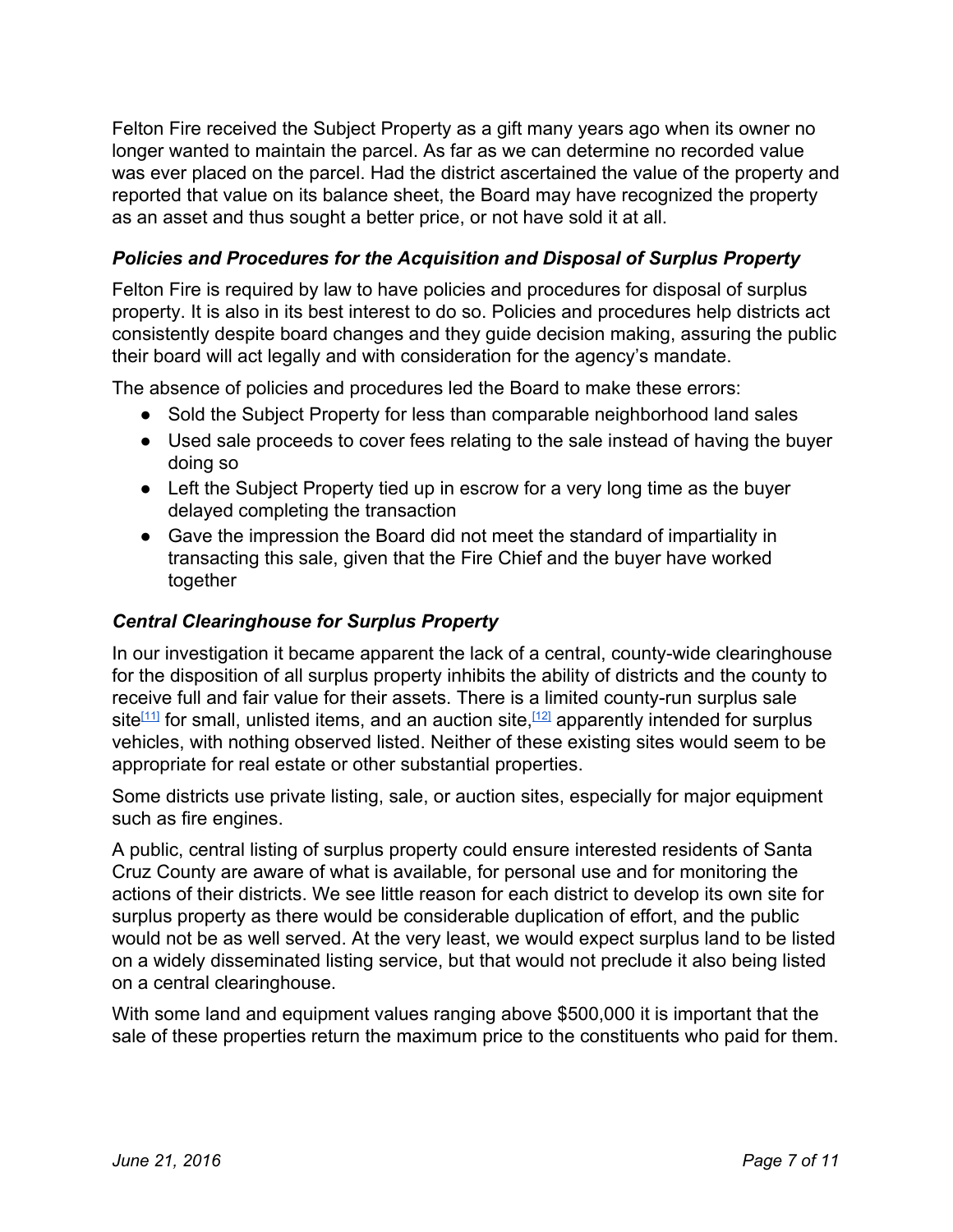Felton Fire received the Subject Property as a gift many years ago when its owner no longer wanted to maintain the parcel. As far as we can determine no recorded value was ever placed on the parcel. Had the district ascertained the value of the property and reported that value on its balance sheet, the Board may have recognized the property as an asset and thus sought a better price, or not have sold it at all.

### *Policies and Procedures for the Acquisition and Disposal of Surplus Property*

Felton Fire is required by law to have policies and procedures for disposal of surplus property. It is also in its best interest to do so. Policies and procedures help districts act consistently despite board changes and they guide decision making, assuring the public their board will act legally and with consideration for the agency's mandate.

The absence of policies and procedures led the Board to make these errors:

- Sold the Subject Property for less than comparable neighborhood land sales
- Used sale proceeds to cover fees relating to the sale instead of having the buyer doing so
- Left the Subject Property tied up in escrow for a very long time as the buyer delayed completing the transaction
- Gave the impression the Board did not meet the standard of impartiality in transacting this sale, given that the Fire Chief and the buyer have worked together

### *Central Clearinghouse for Surplus Property*

In our investigation it became apparent the lack of a central, county-wide clearinghouse for the disposition of all surplus property inhibits the ability of districts and the county to receive full and fair value for their assets. There is a limited county-run surplus sale site[11] for small, unlisted items, and an auction site,[12] apparently intended for surplus vehicles, with nothing observed listed. Neither of these existing sites would seem to be appropriate for real estate or other substantial properties.

Some districts use private listing, sale, or auction sites, especially for major equipment such as fire engines.

A public, central listing of surplus property could ensure interested residents of Santa Cruz County are aware of what is available, for personal use and for monitoring the actions of their districts. We see little reason for each district to develop its own site for surplus property as there would be considerable duplication of effort, and the public would not be as well served. At the very least, we would expect surplus land to be listed on a widely disseminated listing service, but that would not preclude it also being listed on a central clearinghouse.

With some land and equipment values ranging above $500,000 it is important that the sale of these properties return the maximum price to the constituents who paid for them.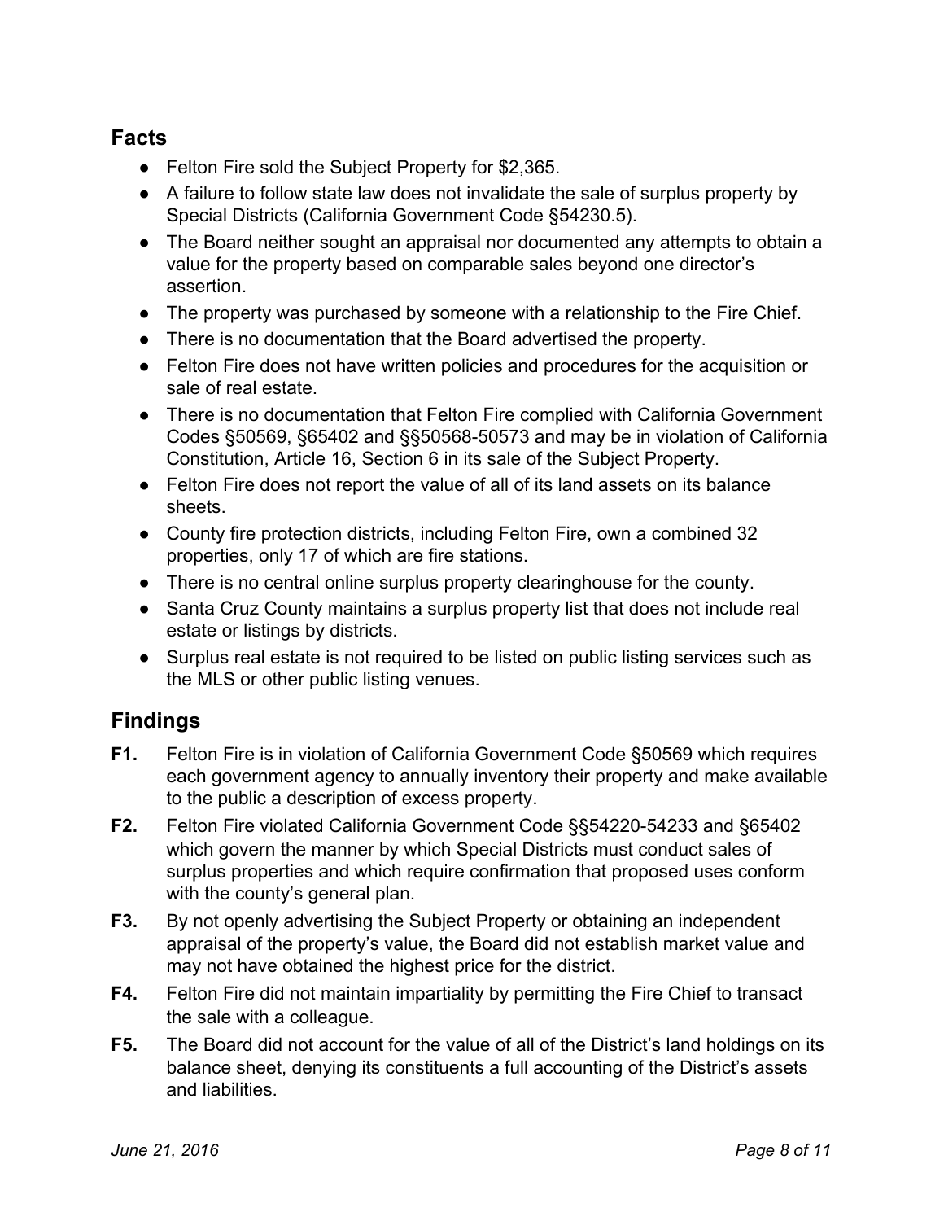## Facts

- Felton Fire sold the Subject Property for $2,365.
- A failure to follow state law does not invalidate the sale of surplus property by Special Districts (California Government Code §54230.5).
- The Board neither sought an appraisal nor documented any attempts to obtain a value for the property based on comparable sales beyond one director's assertion.
- The property was purchased by someone with a relationship to the Fire Chief.
- There is no documentation that the Board advertised the property.
- Felton Fire does not have written policies and procedures for the acquisition or sale of real estate.
- There is no documentation that Felton Fire complied with California Government Codes §50569, §65402 and §§50568-50573 and may be in violation of California Constitution, Article 16, Section 6 in its sale of the Subject Property.
- Felton Fire does not report the value of all of its land assets on its balance sheets.
- County fire protection districts, including Felton Fire, own a combined 32 properties, only 17 of which are fire stations.
- There is no central online surplus property clearinghouse for the county.
- Santa Cruz County maintains a surplus property list that does not include real estate or listings by districts.
- Surplus real estate is not required to be listed on public listing services such as the MLS or other public listing venues.

## Findings

**F1.** Felton Fire is in violation of California Government Code §50569 which requires each government agency to annually inventory their property and make available to the public a description of excess property.

**F2.** Felton Fire violated California Government Code §§54220-54233 and §65402 which govern the manner by which Special Districts must conduct sales of surplus properties and which require confirmation that proposed uses conform with the county's general plan.

**F3.** By not openly advertising the Subject Property or obtaining an independent appraisal of the property's value, the Board did not establish market value and may not have obtained the highest price for the district.

**F4.** Felton Fire did not maintain impartiality by permitting the Fire Chief to transact the sale with a colleague.

**F5.** The Board did not account for the value of all of the District's land holdings on its balance sheet, denying its constituents a full accounting of the District's assets and liabilities.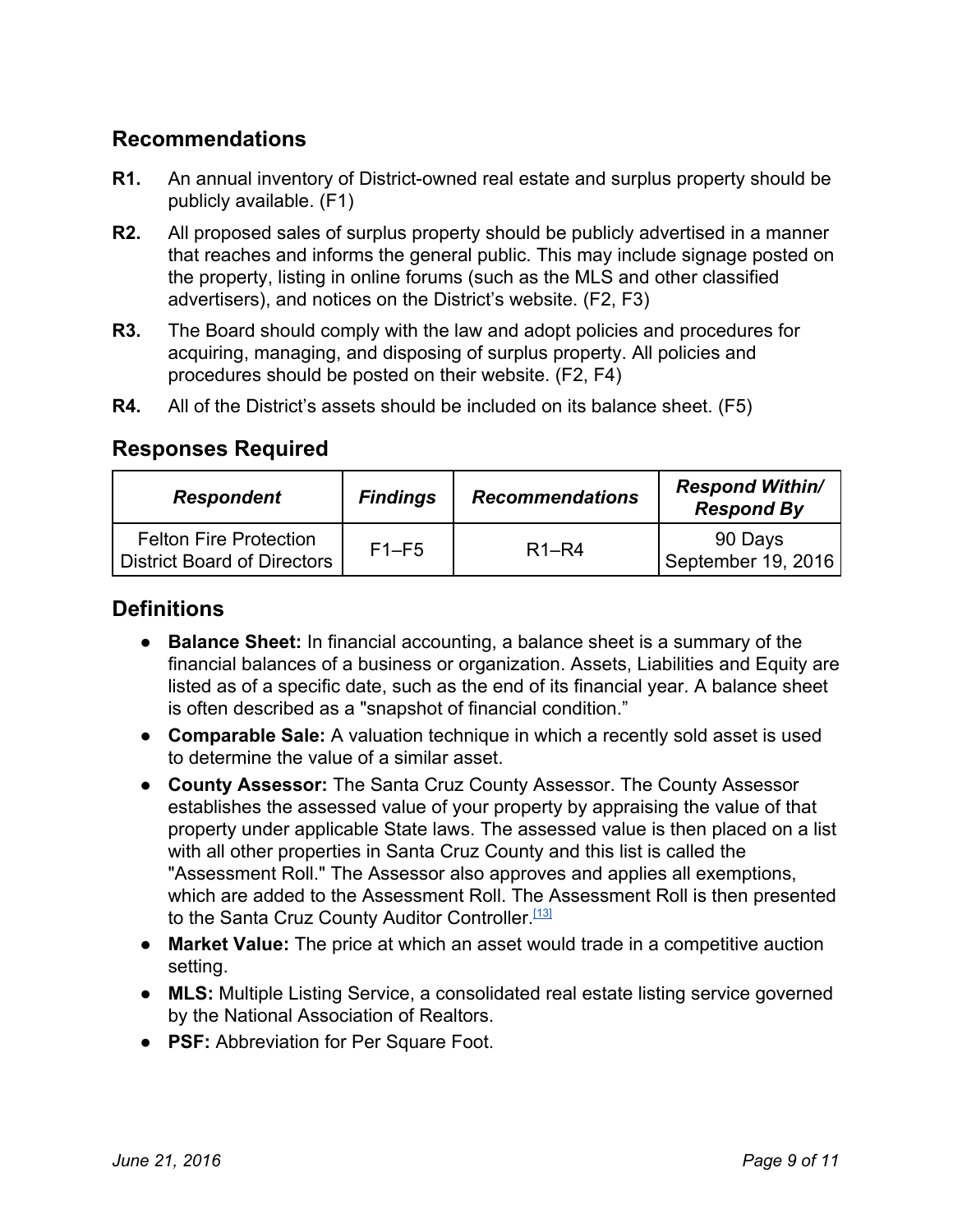## Recommendations

**R1.** An annual inventory of District-owned real estate and surplus property should be publicly available. (F1)

**R2.** All proposed sales of surplus property should be publicly advertised in a manner that reaches and informs the general public. This may include signage posted on the property, listing in online forums (such as the MLS and other classified advertisers), and notices on the District's website. (F2, F3)

**R3.** The Board should comply with the law and adopt policies and procedures for acquiring, managing, and disposing of surplus property. All policies and procedures should be posted on their website. (F2, F4)

**R4.** All of the District's assets should be included on its balance sheet. (F5)

## Responses Required

| ***Respondent*** | ***Findings*** | ***Recommendations*** | ***Respond Within/ Respond By*** |
|---|---|---|---|
| Felton Fire Protection District Board of Directors | F1–F5 | R1–R4 | 90 Days September 19, 2016 |

## Definitions

- **Balance Sheet:** In financial accounting, a balance sheet is a summary of the financial balances of a business or organization. Assets, Liabilities and Equity are listed as of a specific date, such as the end of its financial year. A balance sheet is often described as a "snapshot of financial condition."
- **Comparable Sale:** A valuation technique in which a recently sold asset is used to determine the value of a similar asset.
- **County Assessor:** The Santa Cruz County Assessor. The County Assessor establishes the assessed value of your property by appraising the value of that property under applicable State laws. The assessed value is then placed on a list with all other properties in Santa Cruz County and this list is called the "Assessment Roll." The Assessor also approves and applies all exemptions, which are added to the Assessment Roll. The Assessment Roll is then presented to the Santa Cruz County Auditor Controller.[13]
- **Market Value:** The price at which an asset would trade in a competitive auction setting.
- **MLS:** Multiple Listing Service, a consolidated real estate listing service governed by the National Association of Realtors.
- **PSF:** Abbreviation for Per Square Foot.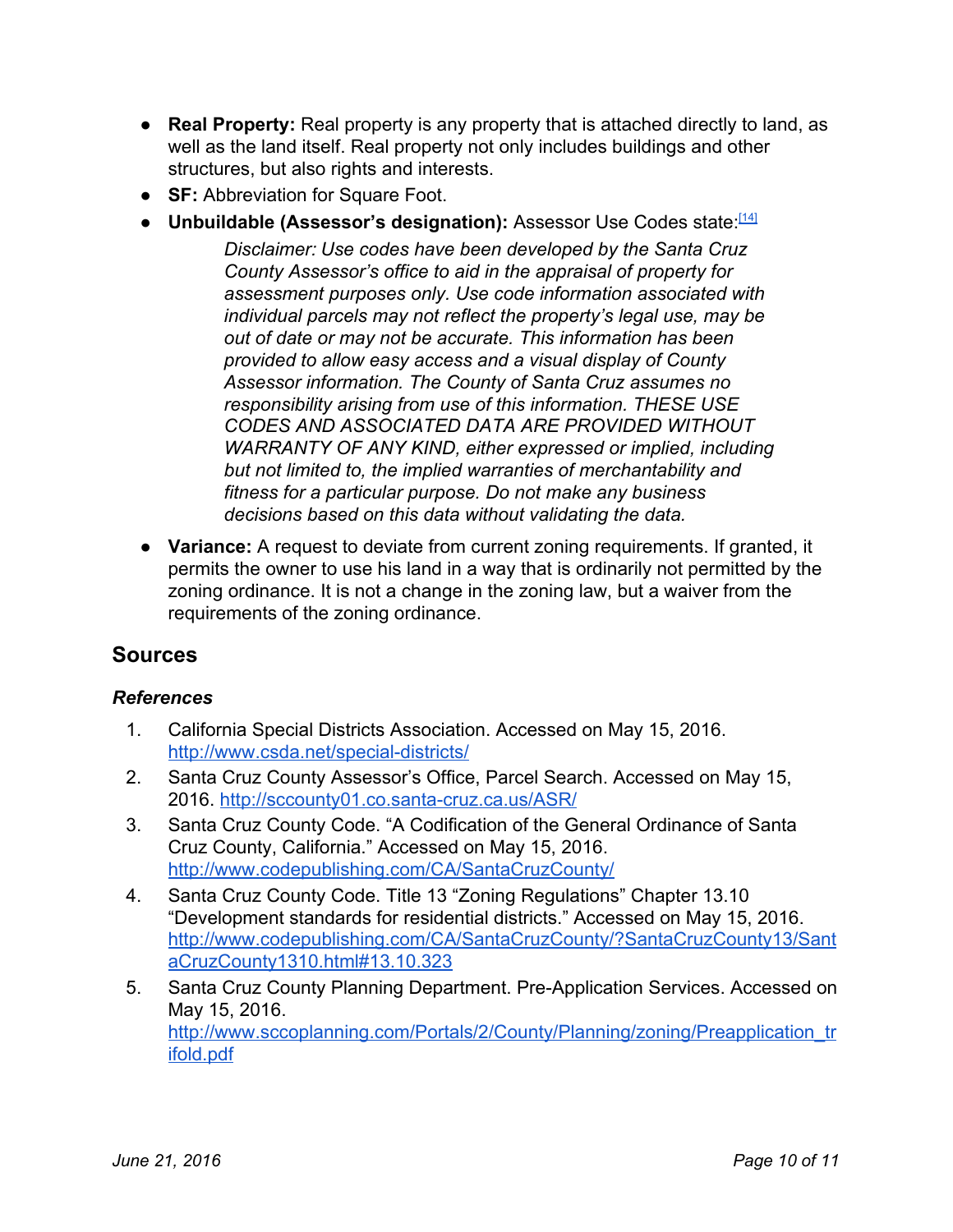- **Real Property:** Real property is any property that is attached directly to land, as well as the land itself. Real property not only includes buildings and other structures, but also rights and interests.
- **SF:** Abbreviation for Square Foot.
- **Unbuildable (Assessor's designation):** Assessor Use Codes state:[14]

  > *Disclaimer: Use codes have been developed by the Santa Cruz County Assessor's office to aid in the appraisal of property for assessment purposes only. Use code information associated with individual parcels may not reflect the property's legal use, may be out of date or may not be accurate. This information has been provided to allow easy access and a visual display of County Assessor information. The County of Santa Cruz assumes no responsibility arising from use of this information. THESE USE CODES AND ASSOCIATED DATA ARE PROVIDED WITHOUT WARRANTY OF ANY KIND, either expressed or implied, including but not limited to, the implied warranties of merchantability and fitness for a particular purpose. Do not make any business decisions based on this data without validating the data.*

- **Variance:** A request to deviate from current zoning requirements. If granted, it permits the owner to use his land in a way that is ordinarily not permitted by the zoning ordinance. It is not a change in the zoning law, but a waiver from the requirements of the zoning ordinance.

## Sources

### *References*

1. California Special Districts Association. Accessed on May 15, 2016. http://www.csda.net/special-districts/
2. Santa Cruz County Assessor's Office, Parcel Search. Accessed on May 15, 2016. http://sccounty01.co.santa-cruz.ca.us/ASR/
3. Santa Cruz County Code. "A Codification of the General Ordinance of Santa Cruz County, California." Accessed on May 15, 2016. http://www.codepublishing.com/CA/SantaCruzCounty/
4. Santa Cruz County Code. Title 13 "Zoning Regulations" Chapter 13.10 "Development standards for residential districts." Accessed on May 15, 2016. http://www.codepublishing.com/CA/SantaCruzCounty/?SantaCruzCounty13/SantaCruzCounty1310.html#13.10.323
5. Santa Cruz County Planning Department. Pre-Application Services. Accessed on May 15, 2016. http://www.sccoplanning.com/Portals/2/County/Planning/zoning/Preapplication_trifold.pdf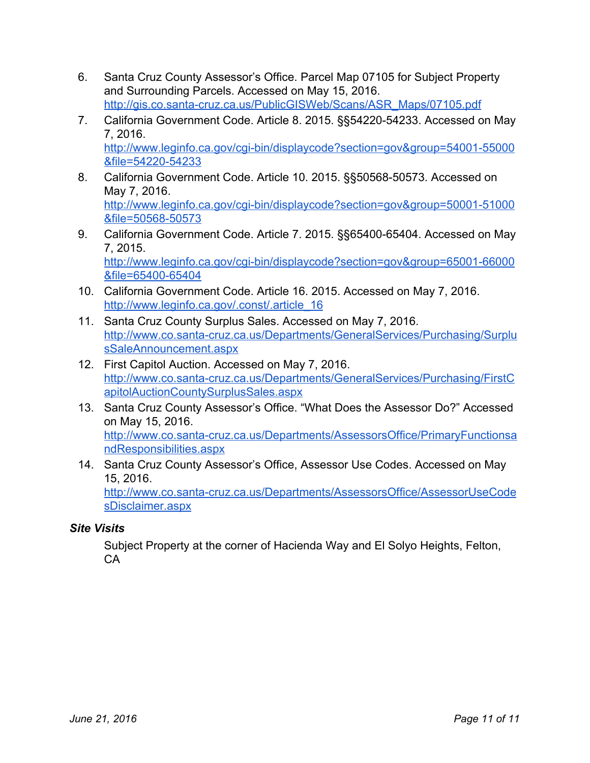6. Santa Cruz County Assessor's Office. Parcel Map 07105 for Subject Property and Surrounding Parcels. Accessed on May 15, 2016. http://gis.co.santa-cruz.ca.us/PublicGISWeb/Scans/ASR_Maps/07105.pdf
7. California Government Code. Article 8. 2015. §§54220-54233. Accessed on May 7, 2016. http://www.leginfo.ca.gov/cgi-bin/displaycode?section=gov&group=54001-55000&file=54220-54233
8. California Government Code. Article 10. 2015. §§50568-50573. Accessed on May 7, 2016. http://www.leginfo.ca.gov/cgi-bin/displaycode?section=gov&group=50001-51000&file=50568-50573
9. California Government Code. Article 7. 2015. §§65400-65404. Accessed on May 7, 2015. http://www.leginfo.ca.gov/cgi-bin/displaycode?section=gov&group=65001-66000&file=65400-65404
10. California Government Code. Article 16. 2015. Accessed on May 7, 2016. http://www.leginfo.ca.gov/.const/.article_16
11. Santa Cruz County Surplus Sales. Accessed on May 7, 2016. http://www.co.santa-cruz.ca.us/Departments/GeneralServices/Purchasing/SurplusSaleAnnouncement.aspx
12. First Capitol Auction. Accessed on May 7, 2016. http://www.co.santa-cruz.ca.us/Departments/GeneralServices/Purchasing/FirstCapitolAuctionCountySurplusSales.aspx
13. Santa Cruz County Assessor's Office. "What Does the Assessor Do?" Accessed on May 15, 2016. http://www.co.santa-cruz.ca.us/Departments/AssessorsOffice/PrimaryFunctionsandResponsibilities.aspx
14. Santa Cruz County Assessor's Office, Assessor Use Codes. Accessed on May 15, 2016. http://www.co.santa-cruz.ca.us/Departments/AssessorsOffice/AssessorUseCodesDisclaimer.aspx

### *Site Visits*

Subject Property at the corner of Hacienda Way and El Solyo Heights, Felton, CA

*June 21, 2016*